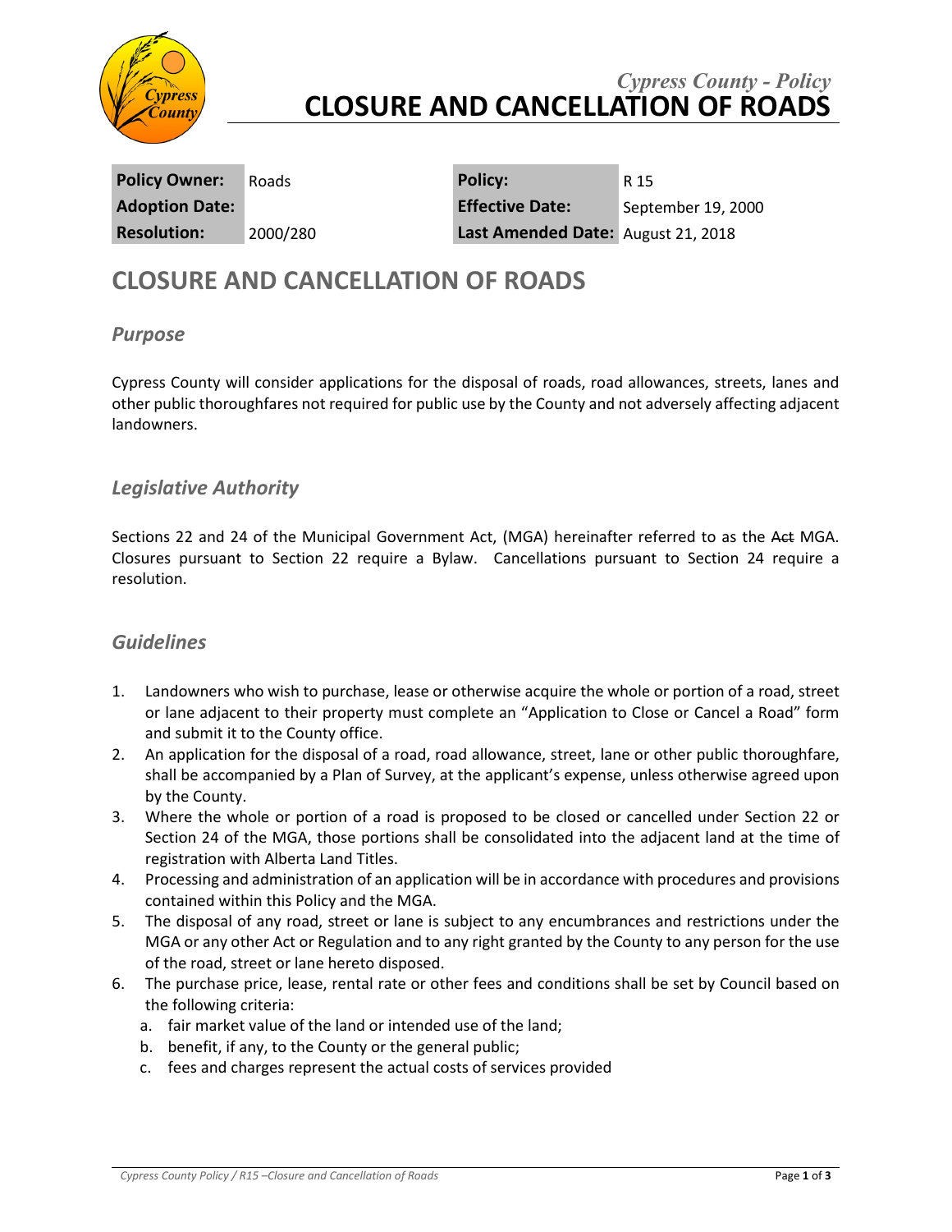*Cypress County - Policy*

# CLOSURE AND CANCELLATION OF ROADS

| **Policy Owner:** | Roads | **Policy:** | R 15 |
| --- | --- | --- | --- |
| **Adoption Date:** | | **Effective Date:** | September 19, 2000 |
| **Resolution:** | 2000/280 | **Last Amended Date:** | August 21, 2018 |

## CLOSURE AND CANCELLATION OF ROADS

### *Purpose*

Cypress County will consider applications for the disposal of roads, road allowances, streets, lanes and other public thoroughfares not required for public use by the County and not adversely affecting adjacent landowners.

### *Legislative Authority*

Sections 22 and 24 of the Municipal Government Act, (MGA) hereinafter referred to as the ~~Act~~ MGA. Closures pursuant to Section 22 require a Bylaw. Cancellations pursuant to Section 24 require a resolution.

### *Guidelines*

1. Landowners who wish to purchase, lease or otherwise acquire the whole or portion of a road, street or lane adjacent to their property must complete an "Application to Close or Cancel a Road" form and submit it to the County office.
2. An application for the disposal of a road, road allowance, street, lane or other public thoroughfare, shall be accompanied by a Plan of Survey, at the applicant's expense, unless otherwise agreed upon by the County.
3. Where the whole or portion of a road is proposed to be closed or cancelled under Section 22 or Section 24 of the MGA, those portions shall be consolidated into the adjacent land at the time of registration with Alberta Land Titles.
4. Processing and administration of an application will be in accordance with procedures and provisions contained within this Policy and the MGA.
5. The disposal of any road, street or lane is subject to any encumbrances and restrictions under the MGA or any other Act or Regulation and to any right granted by the County to any person for the use of the road, street or lane hereto disposed.
6. The purchase price, lease, rental rate or other fees and conditions shall be set by Council based on the following criteria:
   a. fair market value of the land or intended use of the land;
   b. benefit, if any, to the County or the general public;
   c. fees and charges represent the actual costs of services provided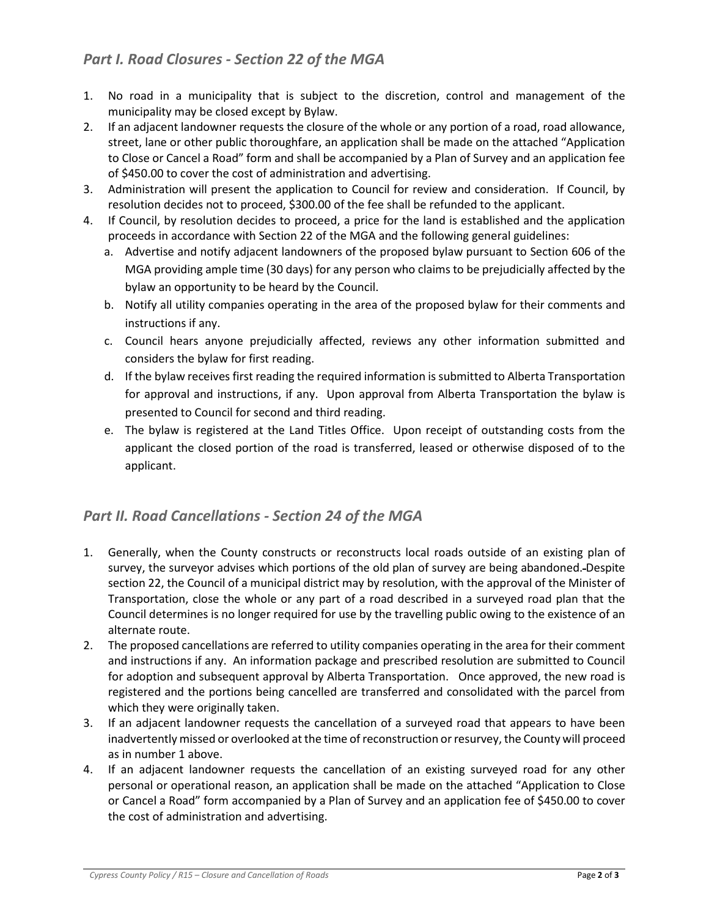## *Part I. Road Closures - Section 22 of the MGA*

1. No road in a municipality that is subject to the discretion, control and management of the municipality may be closed except by Bylaw.
2. If an adjacent landowner requests the closure of the whole or any portion of a road, road allowance, street, lane or other public thoroughfare, an application shall be made on the attached "Application to Close or Cancel a Road" form and shall be accompanied by a Plan of Survey and an application fee of $450.00 to cover the cost of administration and advertising.
3. Administration will present the application to Council for review and consideration. If Council, by resolution decides not to proceed, $300.00 of the fee shall be refunded to the applicant.
4. If Council, by resolution decides to proceed, a price for the land is established and the application proceeds in accordance with Section 22 of the MGA and the following general guidelines:
   a. Advertise and notify adjacent landowners of the proposed bylaw pursuant to Section 606 of the MGA providing ample time (30 days) for any person who claims to be prejudicially affected by the bylaw an opportunity to be heard by the Council.
   b. Notify all utility companies operating in the area of the proposed bylaw for their comments and instructions if any.
   c. Council hears anyone prejudicially affected, reviews any other information submitted and considers the bylaw for first reading.
   d. If the bylaw receives first reading the required information is submitted to Alberta Transportation for approval and instructions, if any. Upon approval from Alberta Transportation the bylaw is presented to Council for second and third reading.
   e. The bylaw is registered at the Land Titles Office. Upon receipt of outstanding costs from the applicant the closed portion of the road is transferred, leased or otherwise disposed of to the applicant.

## *Part II. Road Cancellations - Section 24 of the MGA*

1. Generally, when the County constructs or reconstructs local roads outside of an existing plan of survey, the surveyor advises which portions of the old plan of survey are being abandoned. Despite section 22, the Council of a municipal district may by resolution, with the approval of the Minister of Transportation, close the whole or any part of a road described in a surveyed road plan that the Council determines is no longer required for use by the travelling public owing to the existence of an alternate route.
2. The proposed cancellations are referred to utility companies operating in the area for their comment and instructions if any. An information package and prescribed resolution are submitted to Council for adoption and subsequent approval by Alberta Transportation. Once approved, the new road is registered and the portions being cancelled are transferred and consolidated with the parcel from which they were originally taken.
3. If an adjacent landowner requests the cancellation of a surveyed road that appears to have been inadvertently missed or overlooked at the time of reconstruction or resurvey, the County will proceed as in number 1 above.
4. If an adjacent landowner requests the cancellation of an existing surveyed road for any other personal or operational reason, an application shall be made on the attached "Application to Close or Cancel a Road" form accompanied by a Plan of Survey and an application fee of $450.00 to cover the cost of administration and advertising.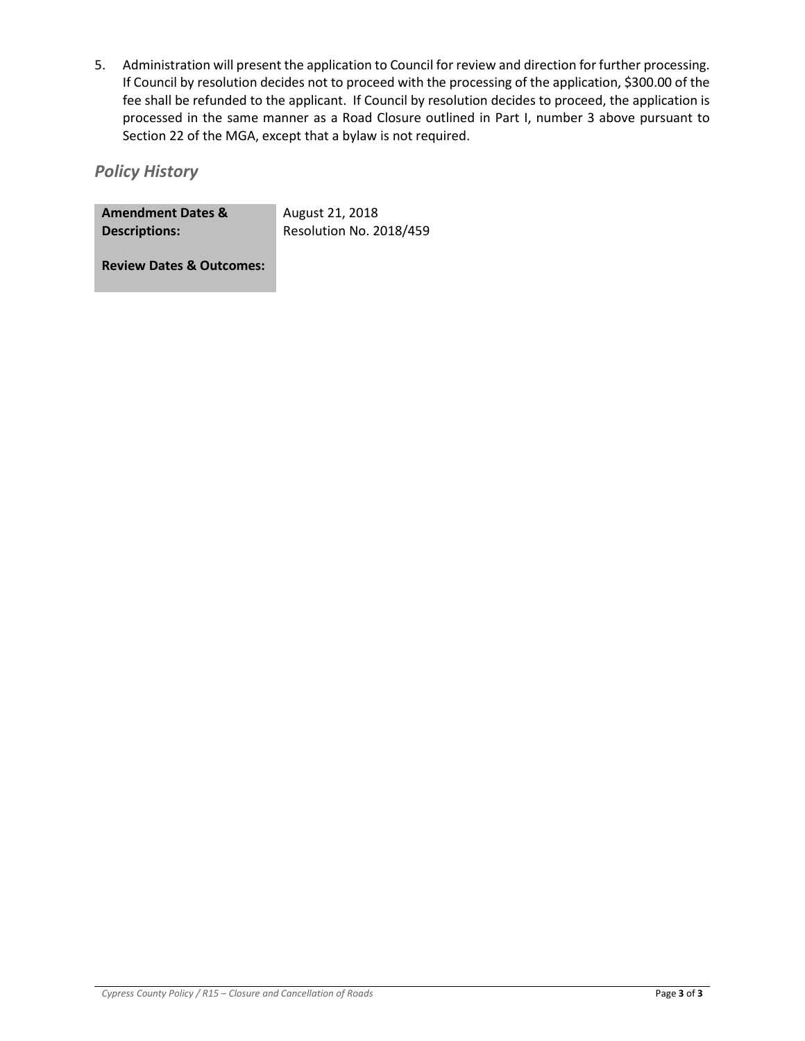5. Administration will present the application to Council for review and direction for further processing. If Council by resolution decides not to proceed with the processing of the application, $300.00 of the fee shall be refunded to the applicant. If Council by resolution decides to proceed, the application is processed in the same manner as a Road Closure outlined in Part I, number 3 above pursuant to Section 22 of the MGA, except that a bylaw is not required.

## *Policy History*

| | |
|---|---|
| **Amendment Dates & Descriptions:** | August 21, 2018<br>Resolution No. 2018/459 |
| **Review Dates & Outcomes:** | |